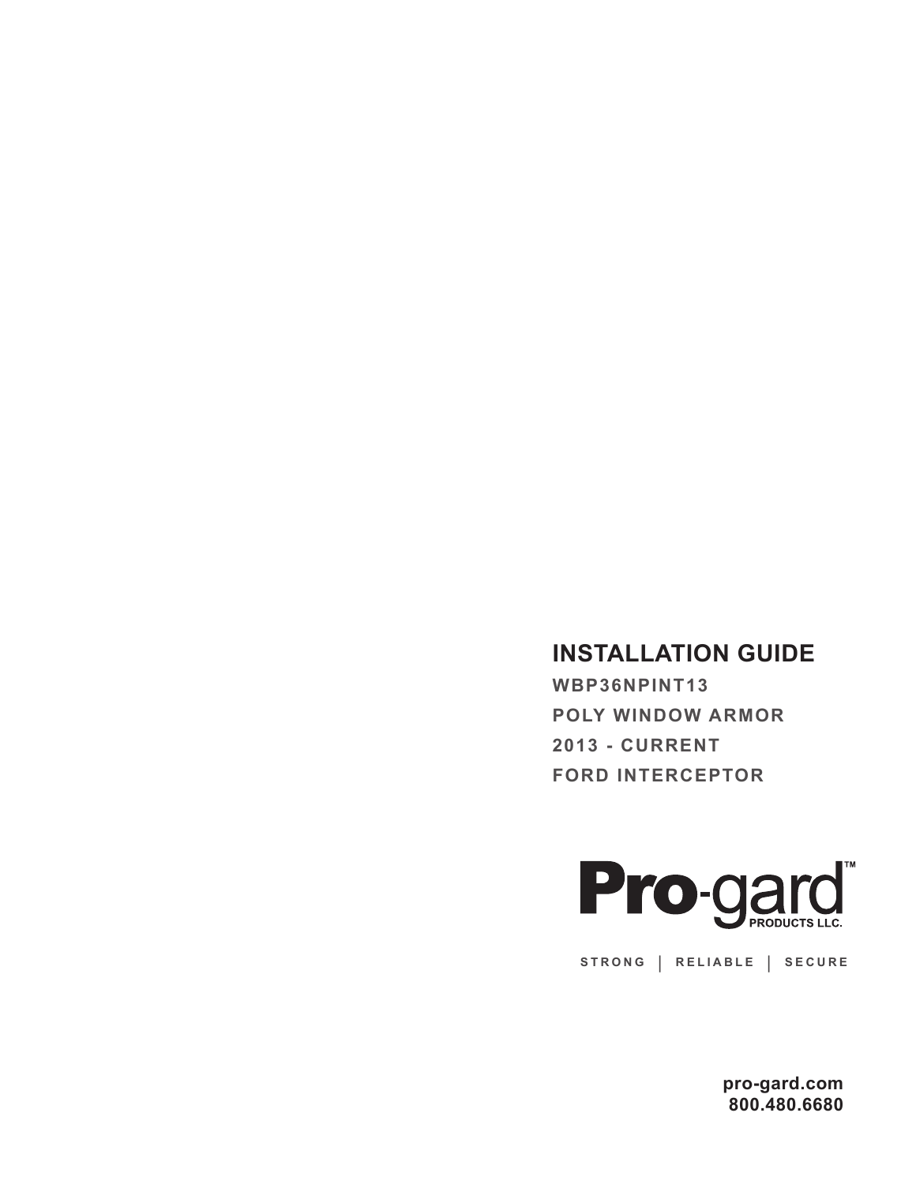# INSTALLATION GUIDE

**WBP36NPINT13**

**POLY WINDOW ARMOR**

**2013 - CURRENT**

**FORD INTERCEPTOR**

**Pro-gard™ PRODUCTS LLC.**

STRONG | RELIABLE | SECURE

**pro-gard.com**
**800.480.6680**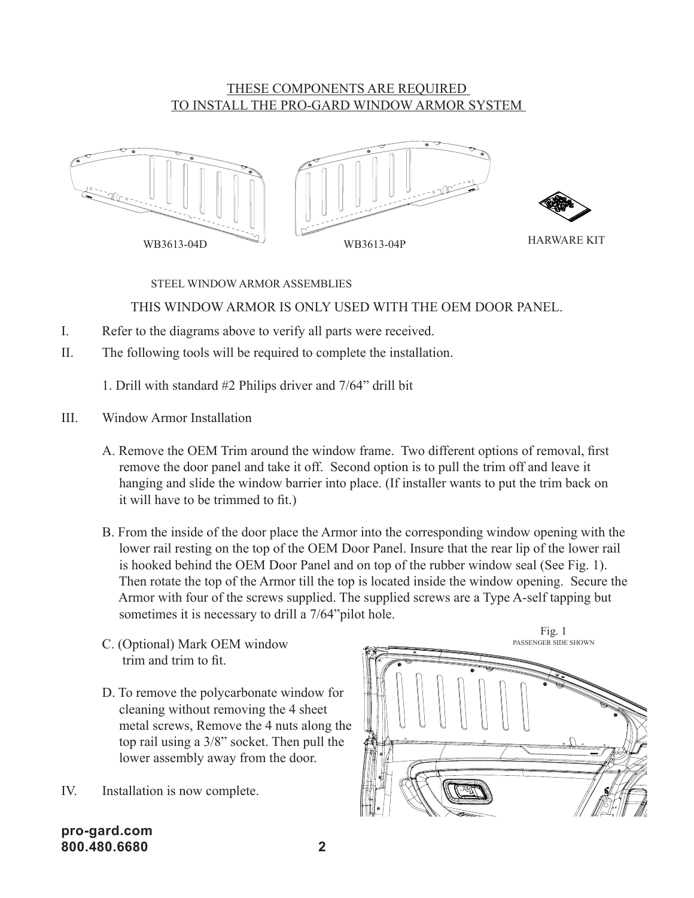THESE COMPONENTS ARE REQUIRED
TO INSTALL THE PRO-GARD WINDOW ARMOR SYSTEM

WB3613-04D

WB3613-04P

HARWARE KIT

STEEL WINDOW ARMOR ASSEMBLIES

THIS WINDOW ARMOR IS ONLY USED WITH THE OEM DOOR PANEL.

I. Refer to the diagrams above to verify all parts were received.

II. The following tools will be required to complete the installation.

   1. Drill with standard #2 Philips driver and 7/64” drill bit

III. Window Armor Installation

   A. Remove the OEM Trim around the window frame. Two different options of removal, first remove the door panel and take it off. Second option is to pull the trim off and leave it hanging and slide the window barrier into place. (If installer wants to put the trim back on it will have to be trimmed to fit.)

   B. From the inside of the door place the Armor into the corresponding window opening with the lower rail resting on the top of the OEM Door Panel. Insure that the rear lip of the lower rail is hooked behind the OEM Door Panel and on top of the rubber window seal (See Fig. 1). Then rotate the top of the Armor till the top is located inside the window opening. Secure the Armor with four of the screws supplied. The supplied screws are a Type A-self tapping but sometimes it is necessary to drill a 7/64”pilot hole.

   C. (Optional) Mark OEM window trim and trim to fit.

   D. To remove the polycarbonate window for cleaning without removing the 4 sheet metal screws, Remove the 4 nuts along the top rail using a 3/8” socket. Then pull the lower assembly away from the door.

IV. Installation is now complete.

Fig. 1
PASSENGER SIDE SHOWN

**pro-gard.com**
**800.480.6680**